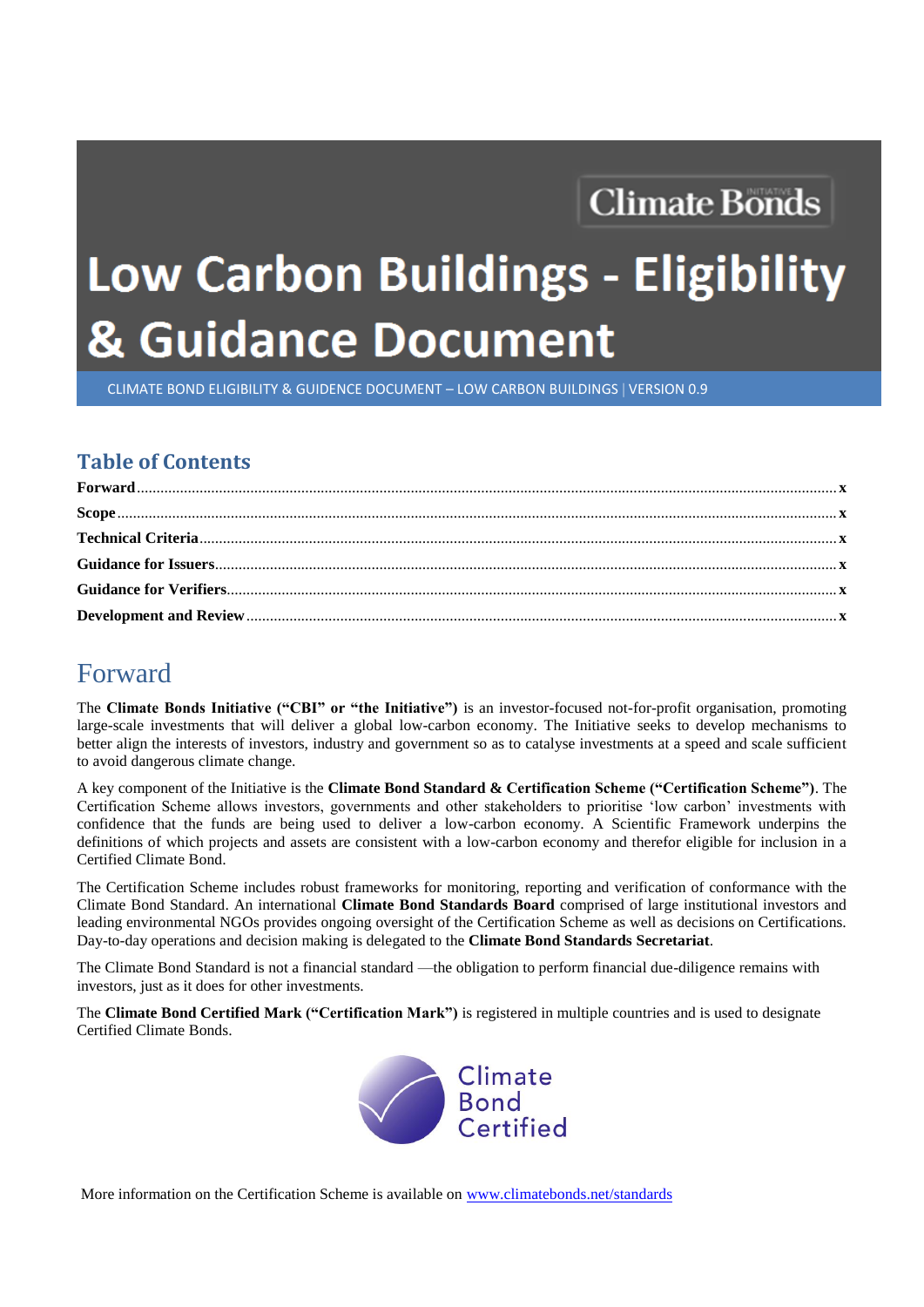Climate Bonds

# Low Carbon Buildings - Eligibility & Guidance Document

CLIMATE BOND ELIGIBILITY & GUIDENCE DOCUMENT – LOW CARBON BUILDINGS | VERSION 0.9

## Table of Contents

**Forward** ........ x

**Scope** ........ x

**Technical Criteria** ........ x

**Guidance for Issuers** ........ x

**Guidance for Verifiers** ........ x

**Development and Review** ........ x

# Forward

The **Climate Bonds Initiative ("CBI" or "the Initiative")** is an investor-focused not-for-profit organisation, promoting large-scale investments that will deliver a global low-carbon economy. The Initiative seeks to develop mechanisms to better align the interests of investors, industry and government so as to catalyse investments at a speed and scale sufficient to avoid dangerous climate change.

A key component of the Initiative is the **Climate Bond Standard & Certification Scheme ("Certification Scheme")**. The Certification Scheme allows investors, governments and other stakeholders to prioritise 'low carbon' investments with confidence that the funds are being used to deliver a low-carbon economy. A Scientific Framework underpins the definitions of which projects and assets are consistent with a low-carbon economy and therefor eligible for inclusion in a Certified Climate Bond.

The Certification Scheme includes robust frameworks for monitoring, reporting and verification of conformance with the Climate Bond Standard. An international **Climate Bond Standards Board** comprised of large institutional investors and leading environmental NGOs provides ongoing oversight of the Certification Scheme as well as decisions on Certifications. Day-to-day operations and decision making is delegated to the **Climate Bond Standards Secretariat**.

The Climate Bond Standard is not a financial standard —the obligation to perform financial due-diligence remains with investors, just as it does for other investments.

The **Climate Bond Certified Mark ("Certification Mark")** is registered in multiple countries and is used to designate Certified Climate Bonds.

Climate Bond Certified

More information on the Certification Scheme is available on [www.climatebonds.net/standards](www.climatebonds.net/standards)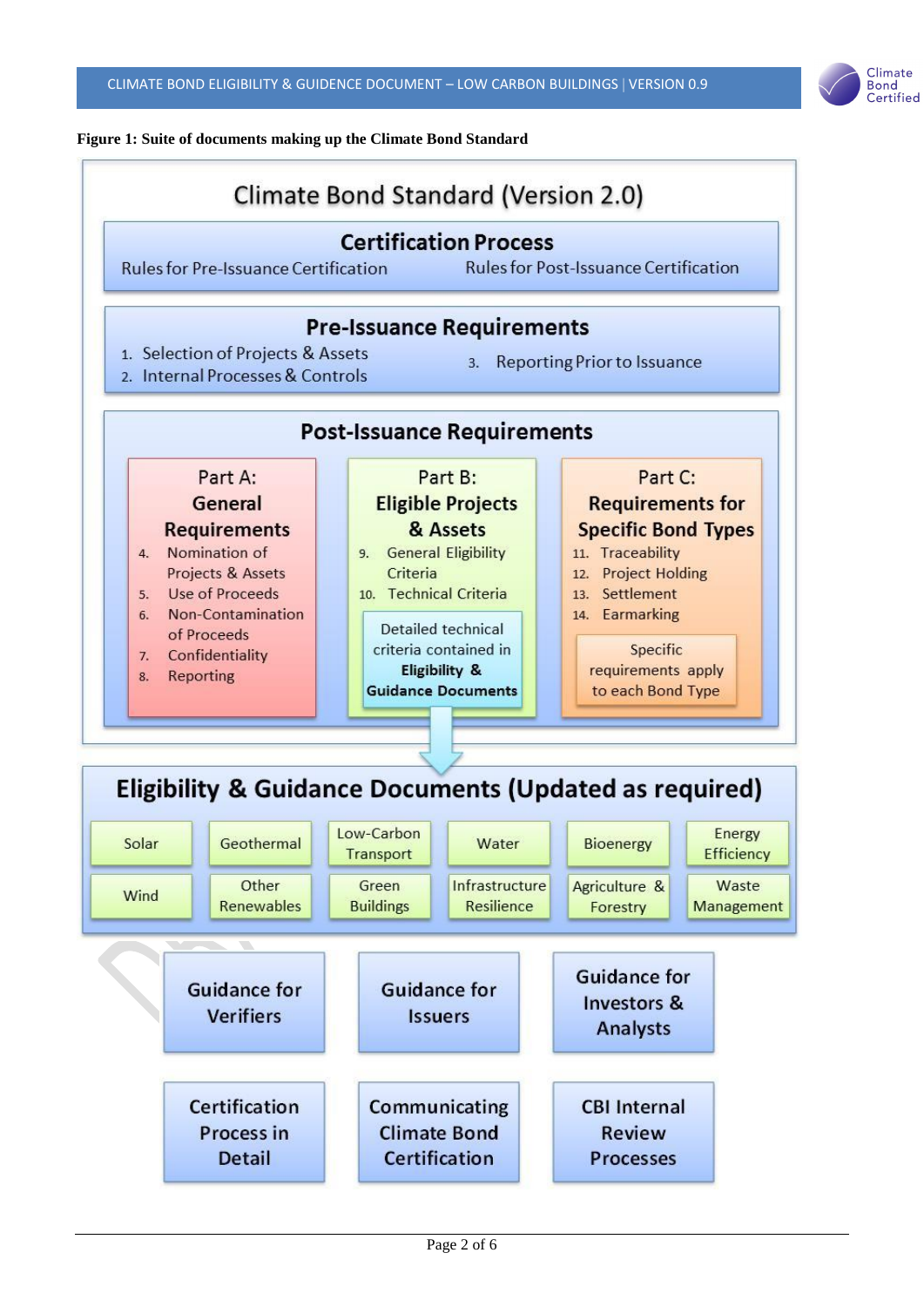**Figure 1: Suite of documents making up the Climate Bond Standard**

# Climate Bond Standard (Version 2.0)

## Certification Process

Rules for Pre-Issuance Certification

Rules for Post-Issuance Certification

## Pre-Issuance Requirements

1. Selection of Projects & Assets
2. Internal Processes & Controls
3. Reporting Prior to Issuance

## Post-Issuance Requirements

### Part A: General Requirements

4. Nomination of Projects & Assets
5. Use of Proceeds
6. Non-Contamination of Proceeds
7. Confidentiality
8. Reporting

### Part B: Eligible Projects & Assets

9. General Eligibility Criteria
10. Technical Criteria

Detailed technical criteria contained in **Eligibility & Guidance Documents**

### Part C: Requirements for Specific Bond Types

11. Traceability
12. Project Holding
13. Settlement
14. Earmarking

Specific requirements apply to each Bond Type

## Eligibility & Guidance Documents (Updated as required)

| Solar | Geothermal | Low-Carbon Transport | Water | Bioenergy | Energy Efficiency |
|---|---|---|---|---|---|
| Wind | Other Renewables | Green Buildings | Infrastructure Resilience | Agriculture & Forestry | Waste Management |

Guidance for Verifiers

Guidance for Issuers

Guidance for Investors & Analysts

Certification Process in Detail

Communicating Climate Bond Certification

CBI Internal Review Processes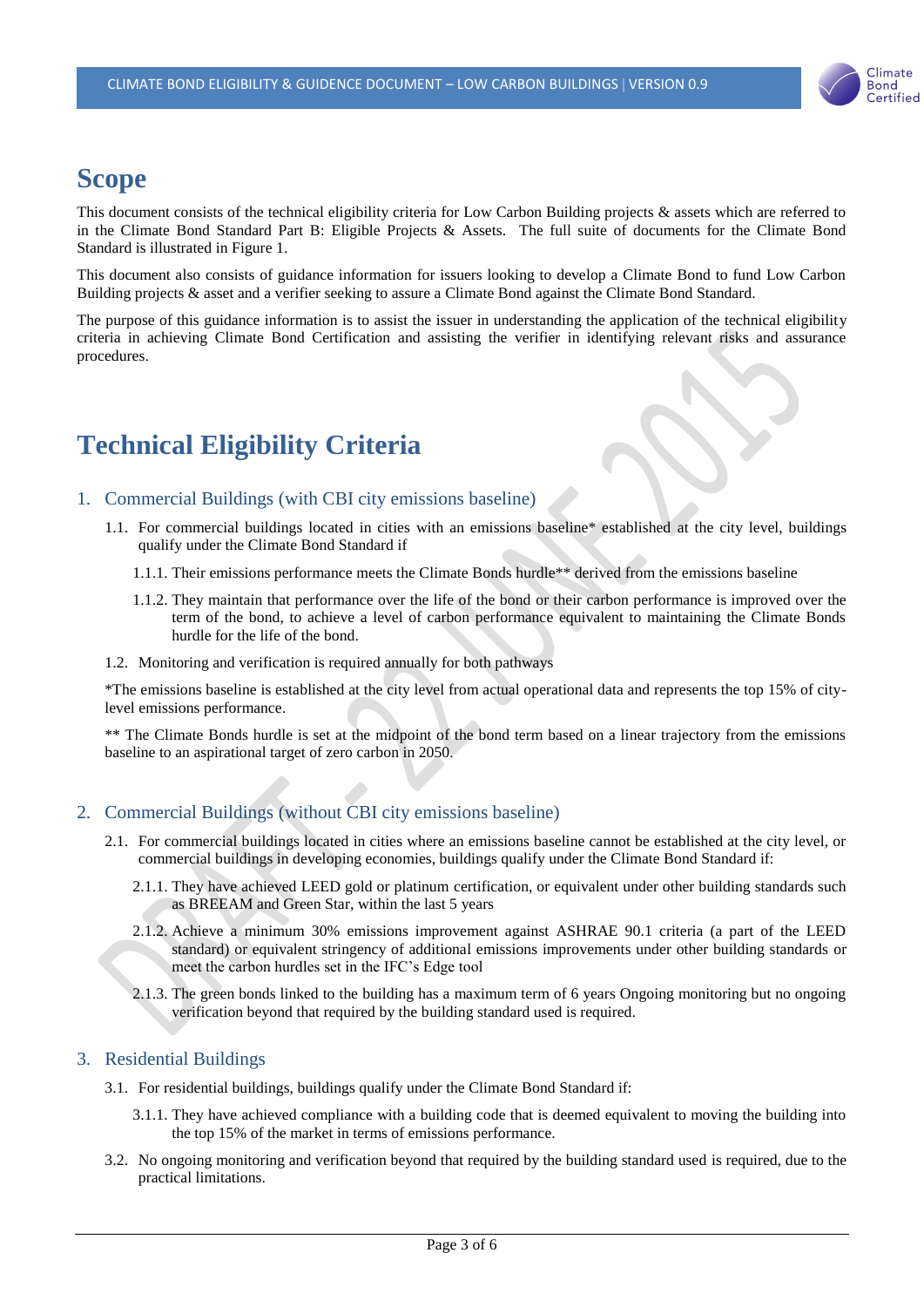# Scope

This document consists of the technical eligibility criteria for Low Carbon Building projects & assets which are referred to in the Climate Bond Standard Part B: Eligible Projects & Assets. The full suite of documents for the Climate Bond Standard is illustrated in Figure 1.

This document also consists of guidance information for issuers looking to develop a Climate Bond to fund Low Carbon Building projects & asset and a verifier seeking to assure a Climate Bond against the Climate Bond Standard.

The purpose of this guidance information is to assist the issuer in understanding the application of the technical eligibility criteria in achieving Climate Bond Certification and assisting the verifier in identifying relevant risks and assurance procedures.

# Technical Eligibility Criteria

## 1. Commercial Buildings (with CBI city emissions baseline)

1.1. For commercial buildings located in cities with an emissions baseline* established at the city level, buildings qualify under the Climate Bond Standard if

1.1.1. Their emissions performance meets the Climate Bonds hurdle** derived from the emissions baseline

1.1.2. They maintain that performance over the life of the bond or their carbon performance is improved over the term of the bond, to achieve a level of carbon performance equivalent to maintaining the Climate Bonds hurdle for the life of the bond.

1.2. Monitoring and verification is required annually for both pathways

*The emissions baseline is established at the city level from actual operational data and represents the top 15% of city-level emissions performance.

** The Climate Bonds hurdle is set at the midpoint of the bond term based on a linear trajectory from the emissions baseline to an aspirational target of zero carbon in 2050.

## 2. Commercial Buildings (without CBI city emissions baseline)

2.1. For commercial buildings located in cities where an emissions baseline cannot be established at the city level, or commercial buildings in developing economies, buildings qualify under the Climate Bond Standard if:

2.1.1. They have achieved LEED gold or platinum certification, or equivalent under other building standards such as BREEAM and Green Star, within the last 5 years

2.1.2. Achieve a minimum 30% emissions improvement against ASHRAE 90.1 criteria (a part of the LEED standard) or equivalent stringency of additional emissions improvements under other building standards or meet the carbon hurdles set in the IFC's Edge tool

2.1.3. The green bonds linked to the building has a maximum term of 6 years Ongoing monitoring but no ongoing verification beyond that required by the building standard used is required.

## 3. Residential Buildings

3.1. For residential buildings, buildings qualify under the Climate Bond Standard if:

3.1.1. They have achieved compliance with a building code that is deemed equivalent to moving the building into the top 15% of the market in terms of emissions performance.

3.2. No ongoing monitoring and verification beyond that required by the building standard used is required, due to the practical limitations.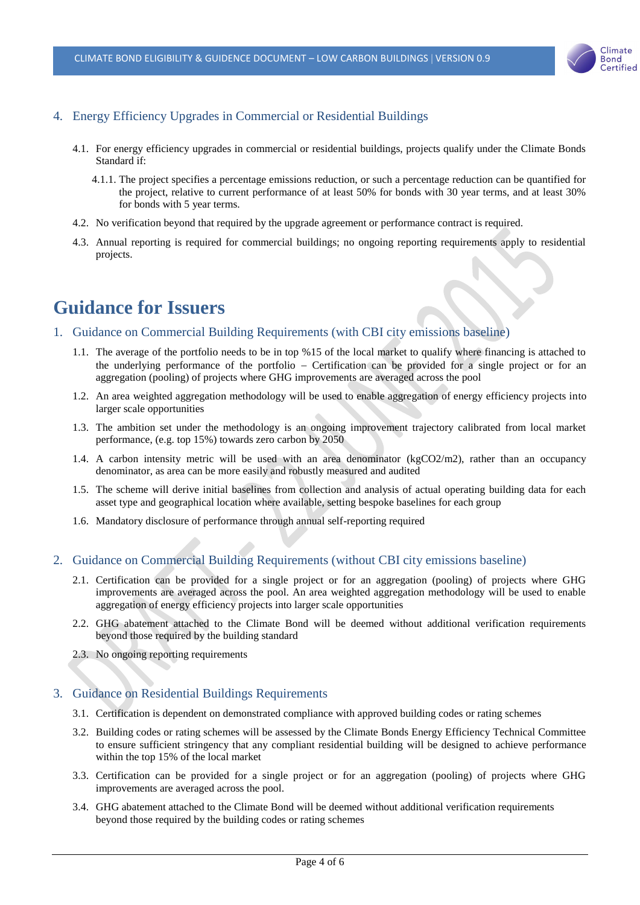## 4. Energy Efficiency Upgrades in Commercial or Residential Buildings

4.1. For energy efficiency upgrades in commercial or residential buildings, projects qualify under the Climate Bonds Standard if:

4.1.1. The project specifies a percentage emissions reduction, or such a percentage reduction can be quantified for the project, relative to current performance of at least 50% for bonds with 30 year terms, and at least 30% for bonds with 5 year terms.

4.2. No verification beyond that required by the upgrade agreement or performance contract is required.

4.3. Annual reporting is required for commercial buildings; no ongoing reporting requirements apply to residential projects.

# Guidance for Issuers

## 1. Guidance on Commercial Building Requirements (with CBI city emissions baseline)

1.1. The average of the portfolio needs to be in top %15 of the local market to qualify where financing is attached to the underlying performance of the portfolio – Certification can be provided for a single project or for an aggregation (pooling) of projects where GHG improvements are averaged across the pool

1.2. An area weighted aggregation methodology will be used to enable aggregation of energy efficiency projects into larger scale opportunities

1.3. The ambition set under the methodology is an ongoing improvement trajectory calibrated from local market performance, (e.g. top 15%) towards zero carbon by 2050

1.4. A carbon intensity metric will be used with an area denominator ($kgCO_2/m^2$), rather than an occupancy denominator, as area can be more easily and robustly measured and audited

1.5. The scheme will derive initial baselines from collection and analysis of actual operating building data for each asset type and geographical location where available, setting bespoke baselines for each group

1.6. Mandatory disclosure of performance through annual self-reporting required

## 2. Guidance on Commercial Building Requirements (without CBI city emissions baseline)

2.1. Certification can be provided for a single project or for an aggregation (pooling) of projects where GHG improvements are averaged across the pool. An area weighted aggregation methodology will be used to enable aggregation of energy efficiency projects into larger scale opportunities

2.2. GHG abatement attached to the Climate Bond will be deemed without additional verification requirements beyond those required by the building standard

2.3. No ongoing reporting requirements

## 3. Guidance on Residential Buildings Requirements

3.1. Certification is dependent on demonstrated compliance with approved building codes or rating schemes

3.2. Building codes or rating schemes will be assessed by the Climate Bonds Energy Efficiency Technical Committee to ensure sufficient stringency that any compliant residential building will be designed to achieve performance within the top 15% of the local market

3.3. Certification can be provided for a single project or for an aggregation (pooling) of projects where GHG improvements are averaged across the pool.

3.4. GHG abatement attached to the Climate Bond will be deemed without additional verification requirements beyond those required by the building codes or rating schemes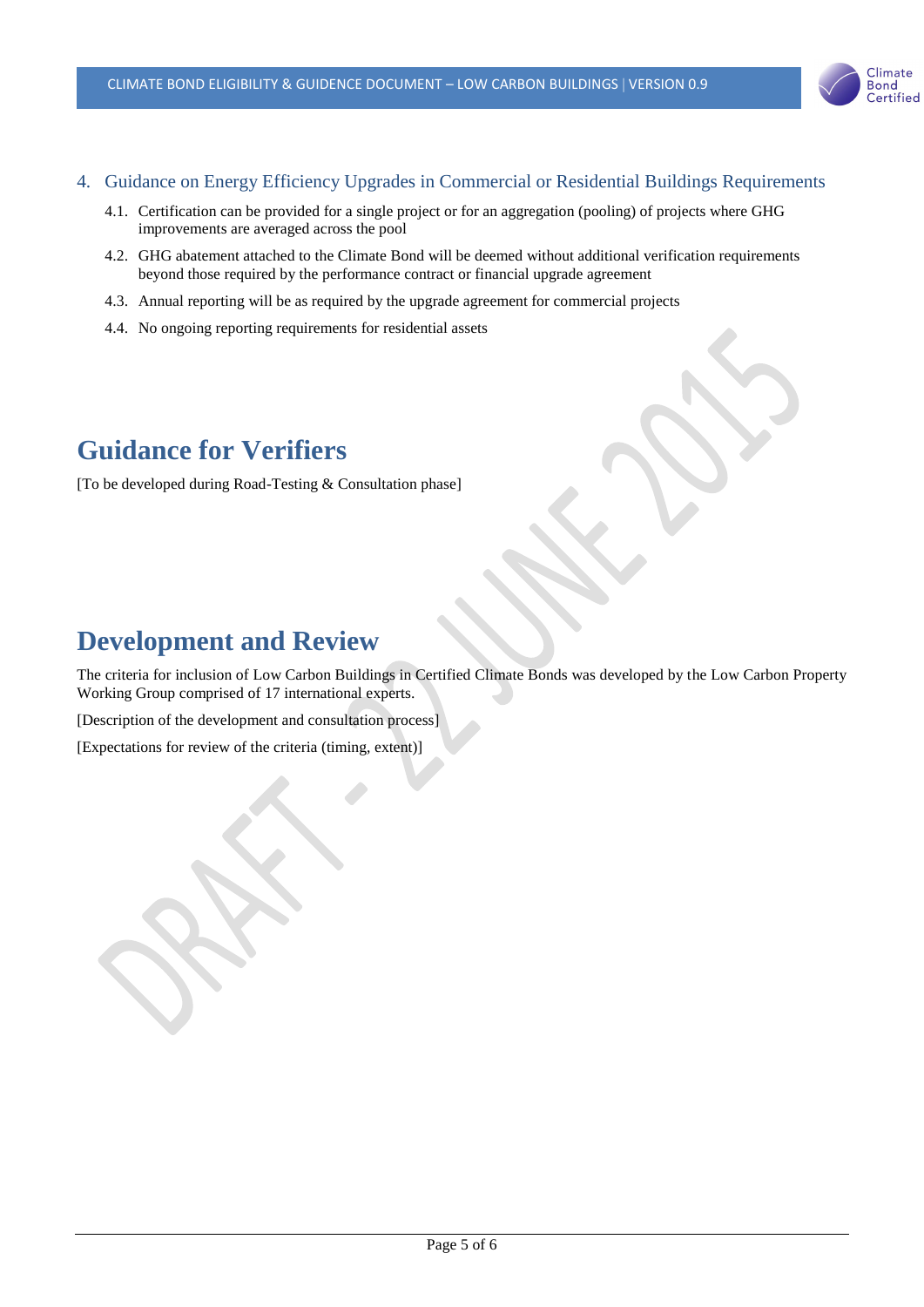## 4. Guidance on Energy Efficiency Upgrades in Commercial or Residential Buildings Requirements

4.1. Certification can be provided for a single project or for an aggregation (pooling) of projects where GHG improvements are averaged across the pool

4.2. GHG abatement attached to the Climate Bond will be deemed without additional verification requirements beyond those required by the performance contract or financial upgrade agreement

4.3. Annual reporting will be as required by the upgrade agreement for commercial projects

4.4. No ongoing reporting requirements for residential assets

# Guidance for Verifiers

[To be developed during Road-Testing & Consultation phase]

# Development and Review

The criteria for inclusion of Low Carbon Buildings in Certified Climate Bonds was developed by the Low Carbon Property Working Group comprised of 17 international experts.

[Description of the development and consultation process]

[Expectations for review of the criteria (timing, extent)]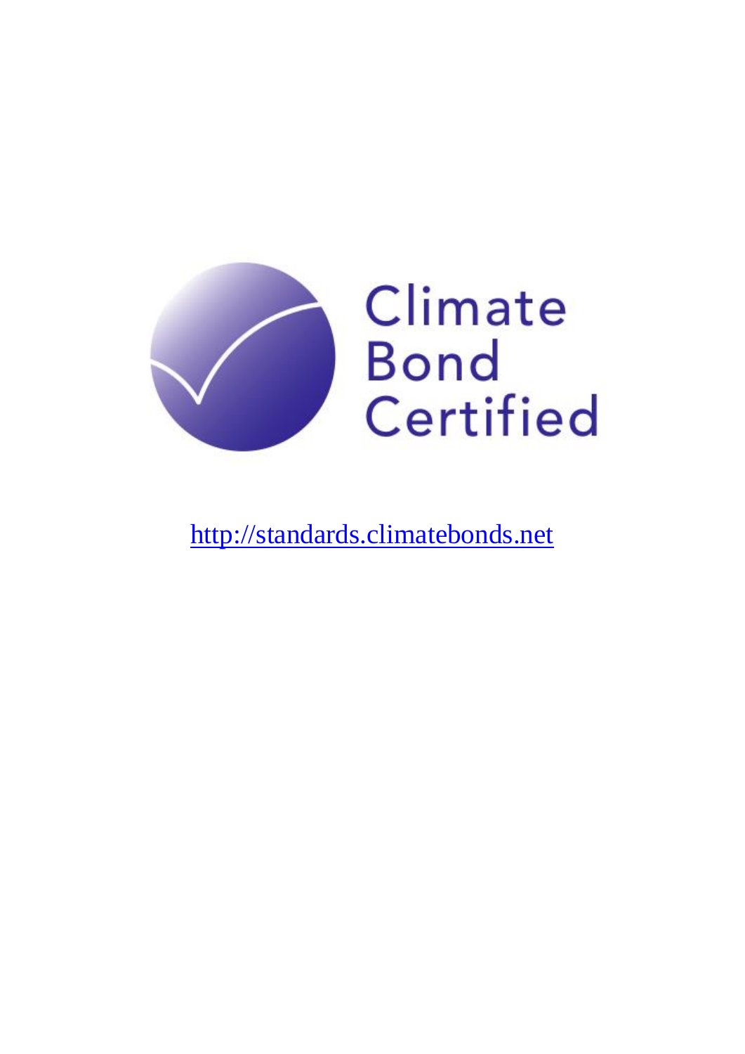Climate
Bond
Certified

http://standards.climatebonds.net